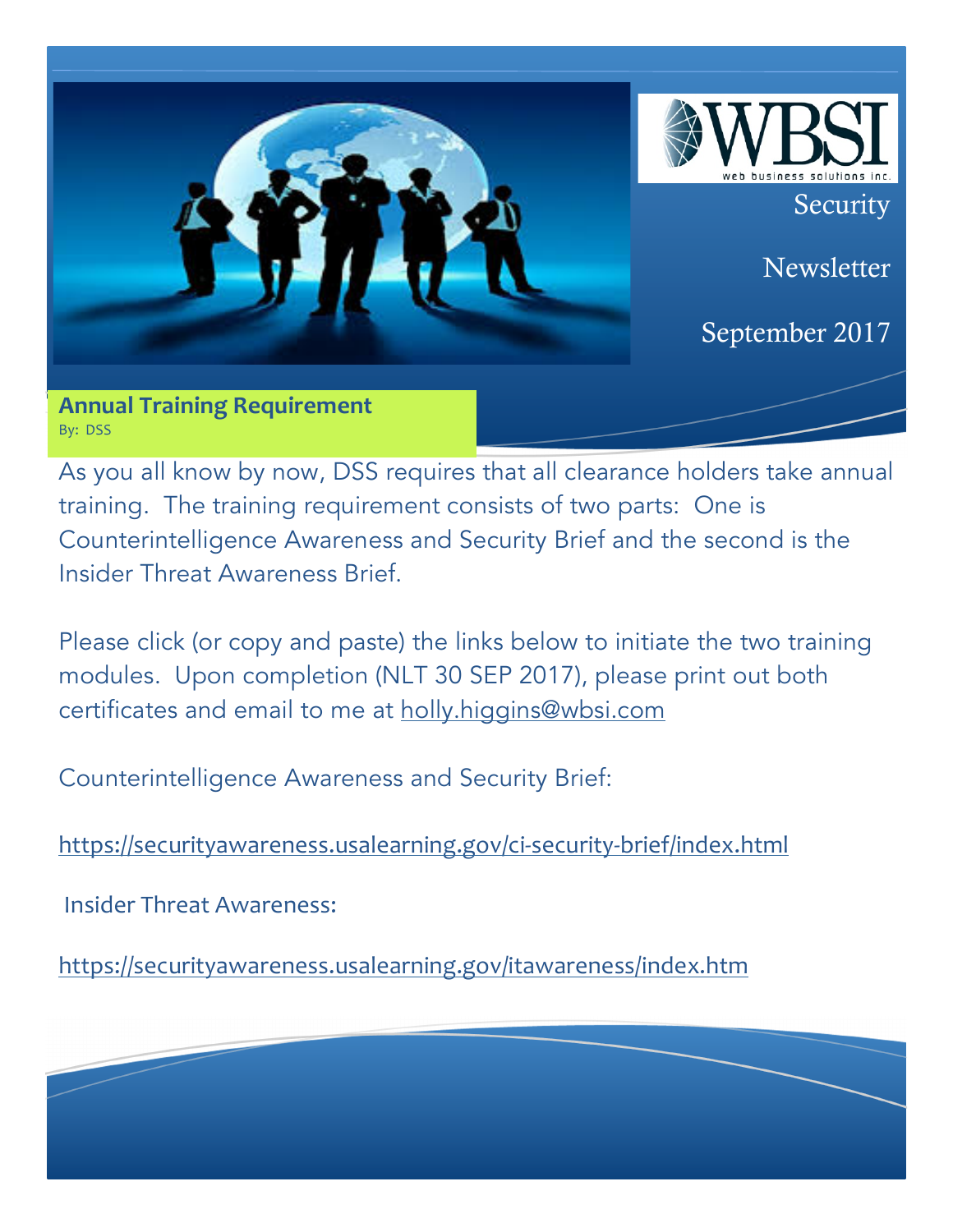WBSI web business solutions inc.

Security

Newsletter

September 2017

## Annual Training Requirement

By: DSS

As you all know by now, DSS requires that all clearance holders take annual training. The training requirement consists of two parts: One is Counterintelligence Awareness and Security Brief and the second is the Insider Threat Awareness Brief.

Please click (or copy and paste) the links below to initiate the two training modules. Upon completion (NLT 30 SEP 2017), please print out both certificates and email to me at holly.higgins@wbsi.com

Counterintelligence Awareness and Security Brief:

https://securityawareness.usalearning.gov/ci-security-brief/index.html

Insider Threat Awareness:

https://securityawareness.usalearning.gov/itawareness/index.htm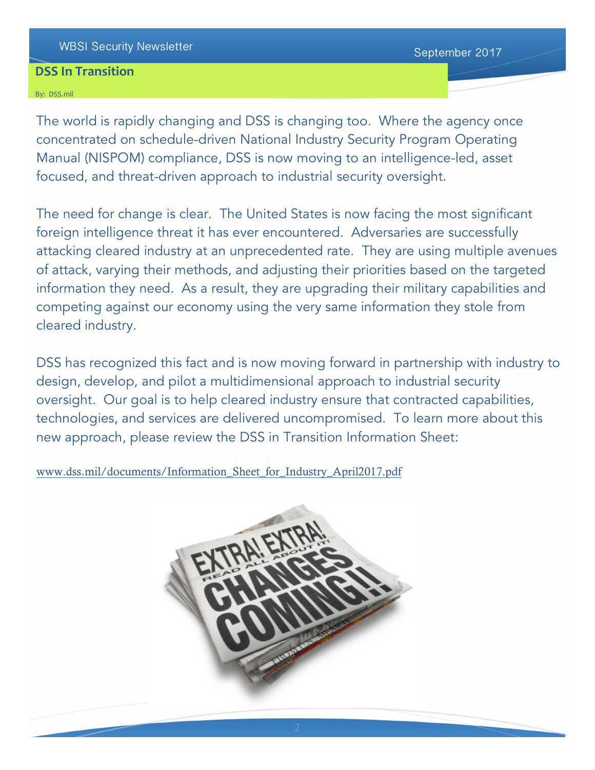## DSS In Transition

By: DSS.mil

The world is rapidly changing and DSS is changing too. Where the agency once concentrated on schedule-driven National Industry Security Program Operating Manual (NISPOM) compliance, DSS is now moving to an intelligence-led, asset focused, and threat-driven approach to industrial security oversight.

The need for change is clear. The United States is now facing the most significant foreign intelligence threat it has ever encountered. Adversaries are successfully attacking cleared industry at an unprecedented rate. They are using multiple avenues of attack, varying their methods, and adjusting their priorities based on the targeted information they need. As a result, they are upgrading their military capabilities and competing against our economy using the very same information they stole from cleared industry.

DSS has recognized this fact and is now moving forward in partnership with industry to design, develop, and pilot a multidimensional approach to industrial security oversight. Our goal is to help cleared industry ensure that contracted capabilities, technologies, and services are delivered uncompromised. To learn more about this new approach, please review the DSS in Transition Information Sheet:

www.dss.mil/documents/Information_Sheet_for_Industry_April2017.pdf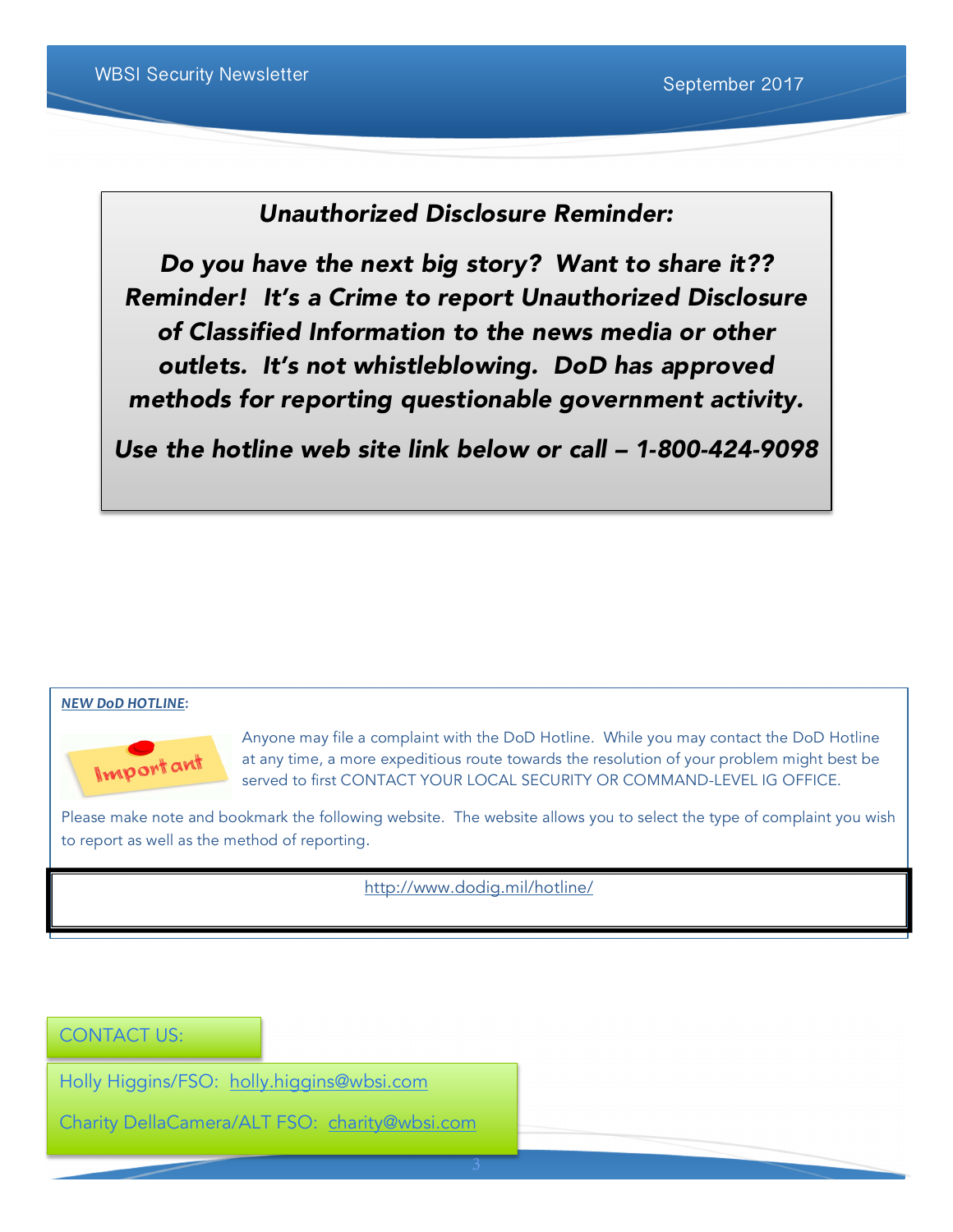***Unauthorized Disclosure Reminder:***

***Do you have the next big story? Want to share it?? Reminder! It's a Crime to report Unauthorized Disclosure of Classified Information to the news media or other outlets. It's not whistleblowing. DoD has approved methods for reporting questionable government activity.***

***Use the hotline web site link below or call – 1-800-424-9098***

***NEW DoD HOTLINE:***

Important

Anyone may file a complaint with the DoD Hotline. While you may contact the DoD Hotline at any time, a more expeditious route towards the resolution of your problem might best be served to first CONTACT YOUR LOCAL SECURITY OR COMMAND-LEVEL IG OFFICE.

Please make note and bookmark the following website. The website allows you to select the type of complaint you wish to report as well as the method of reporting.

http://www.dodig.mil/hotline/

CONTACT US:

Holly Higgins/FSO: holly.higgins@wbsi.com

Charity DellaCamera/ALT FSO: charity@wbsi.com